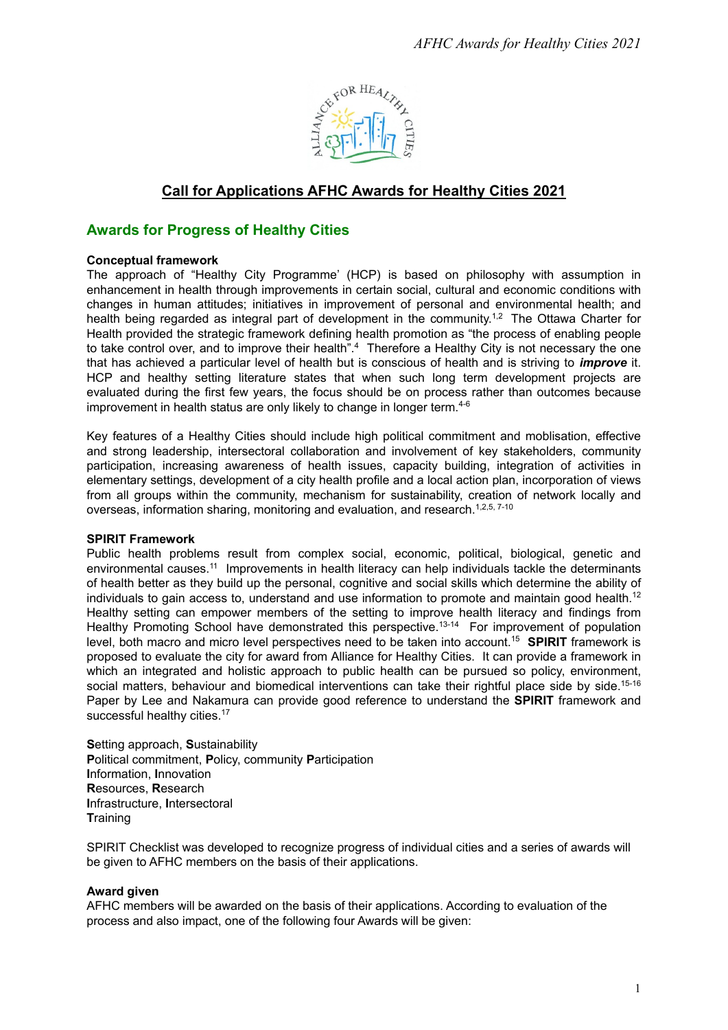## Call for Applications AFHC Awards for Healthy Cities 2021

## Awards for Progress of Healthy Cities

**Conceptual framework**

The approach of "Healthy City Programme' (HCP) is based on philosophy with assumption in enhancement in health through improvements in certain social, cultural and economic conditions with changes in human attitudes; initiatives in improvement of personal and environmental health; and health being regarded as integral part of development in the community.[1,2] The Ottawa Charter for Health provided the strategic framework defining health promotion as "the process of enabling people to take control over, and to improve their health".[4] Therefore a Healthy City is not necessary the one that has achieved a particular level of health but is conscious of health and is striving to ***improve*** it. HCP and healthy setting literature states that when such long term development projects are evaluated during the first few years, the focus should be on process rather than outcomes because improvement in health status are only likely to change in longer term.[4-6]

Key features of a Healthy Cities should include high political commitment and moblisation, effective and strong leadership, intersectoral collaboration and involvement of key stakeholders, community participation, increasing awareness of health issues, capacity building, integration of activities in elementary settings, development of a city health profile and a local action plan, incorporation of views from all groups within the community, mechanism for sustainability, creation of network locally and overseas, information sharing, monitoring and evaluation, and research.[1,2,5, 7-10]

**SPIRIT Framework**

Public health problems result from complex social, economic, political, biological, genetic and environmental causes.[11] Improvements in health literacy can help individuals tackle the determinants of health better as they build up the personal, cognitive and social skills which determine the ability of individuals to gain access to, understand and use information to promote and maintain good health.[12] Healthy setting can empower members of the setting to improve health literacy and findings from Healthy Promoting School have demonstrated this perspective.[13-14] For improvement of population level, both macro and micro level perspectives need to be taken into account.[15] **SPIRIT** framework is proposed to evaluate the city for award from Alliance for Healthy Cities. It can provide a framework in which an integrated and holistic approach to public health can be pursued so policy, environment, social matters, behaviour and biomedical interventions can take their rightful place side by side.[15-16] Paper by Lee and Nakamura can provide good reference to understand the **SPIRIT** framework and successful healthy cities.[17]

**S**etting approach, **S**ustainability
**P**olitical commitment, **P**olicy, community **P**articipation
**I**nformation, **I**nnovation
**R**esources, **R**esearch
**I**nfrastructure, **I**ntersectoral
**T**raining

SPIRIT Checklist was developed to recognize progress of individual cities and a series of awards will be given to AFHC members on the basis of their applications.

**Award given**

AFHC members will be awarded on the basis of their applications. According to evaluation of the process and also impact, one of the following four Awards will be given: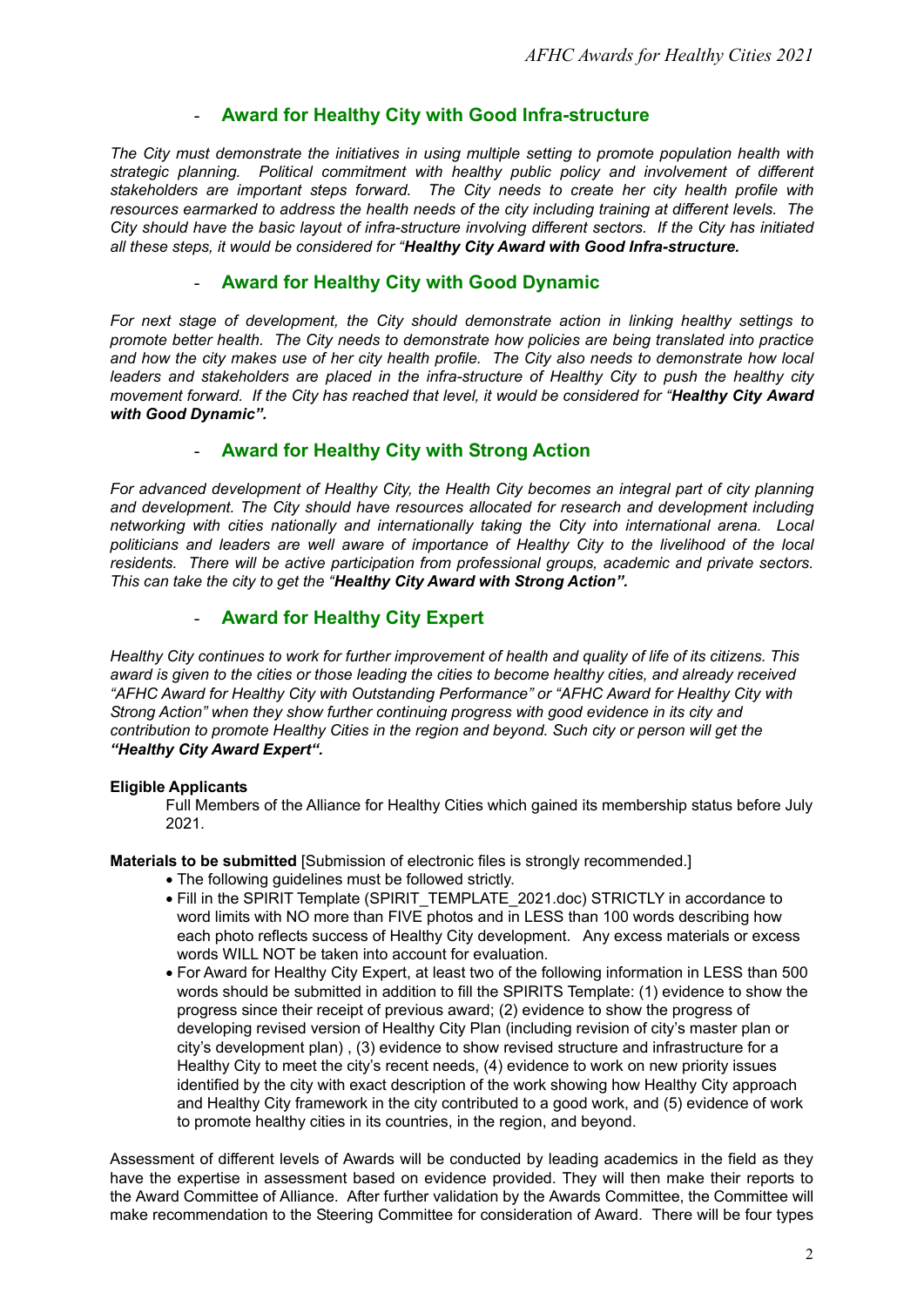- **Award for Healthy City with Good Infra-structure**

*The City must demonstrate the initiatives in using multiple setting to promote population health with strategic planning. Political commitment with healthy public policy and involvement of different stakeholders are important steps forward. The City needs to create her city health profile with resources earmarked to address the health needs of the city including training at different levels. The City should have the basic layout of infra-structure involving different sectors. If the City has initiated all these steps, it would be considered for "**Healthy City Award with Good Infra-structure.***

- **Award for Healthy City with Good Dynamic**

*For next stage of development, the City should demonstrate action in linking healthy settings to promote better health. The City needs to demonstrate how policies are being translated into practice and how the city makes use of her city health profile. The City also needs to demonstrate how local leaders and stakeholders are placed in the infra-structure of Healthy City to push the healthy city movement forward. If the City has reached that level, it would be considered for "**Healthy City Award with Good Dynamic".***

- **Award for Healthy City with Strong Action**

*For advanced development of Healthy City, the Health City becomes an integral part of city planning and development. The City should have resources allocated for research and development including networking with cities nationally and internationally taking the City into international arena. Local politicians and leaders are well aware of importance of Healthy City to the livelihood of the local residents. There will be active participation from professional groups, academic and private sectors. This can take the city to get the "**Healthy City Award with Strong Action".***

- **Award for Healthy City Expert**

*Healthy City continues to work for further improvement of health and quality of life of its citizens. This award is given to the cities or those leading the cities to become healthy cities, and already received "AFHC Award for Healthy City with Outstanding Performance" or "AFHC Award for Healthy City with Strong Action" when they show further continuing progress with good evidence in its city and contribution to promote Healthy Cities in the region and beyond. Such city or person will get the **"Healthy City Award Expert".***

**Eligible Applicants**

Full Members of the Alliance for Healthy Cities which gained its membership status before July 2021.

**Materials to be submitted** [Submission of electronic files is strongly recommended.]

- The following guidelines must be followed strictly.
- Fill in the SPIRIT Template (SPIRIT_TEMPLATE_2021.doc) STRICTLY in accordance to word limits with NO more than FIVE photos and in LESS than 100 words describing how each photo reflects success of Healthy City development. Any excess materials or excess words WILL NOT be taken into account for evaluation.
- For Award for Healthy City Expert, at least two of the following information in LESS than 500 words should be submitted in addition to fill the SPIRITS Template: (1) evidence to show the progress since their receipt of previous award; (2) evidence to show the progress of developing revised version of Healthy City Plan (including revision of city's master plan or city's development plan) , (3) evidence to show revised structure and infrastructure for a Healthy City to meet the city's recent needs, (4) evidence to work on new priority issues identified by the city with exact description of the work showing how Healthy City approach and Healthy City framework in the city contributed to a good work, and (5) evidence of work to promote healthy cities in its countries, in the region, and beyond.

Assessment of different levels of Awards will be conducted by leading academics in the field as they have the expertise in assessment based on evidence provided. They will then make their reports to the Award Committee of Alliance. After further validation by the Awards Committee, the Committee will make recommendation to the Steering Committee for consideration of Award. There will be four types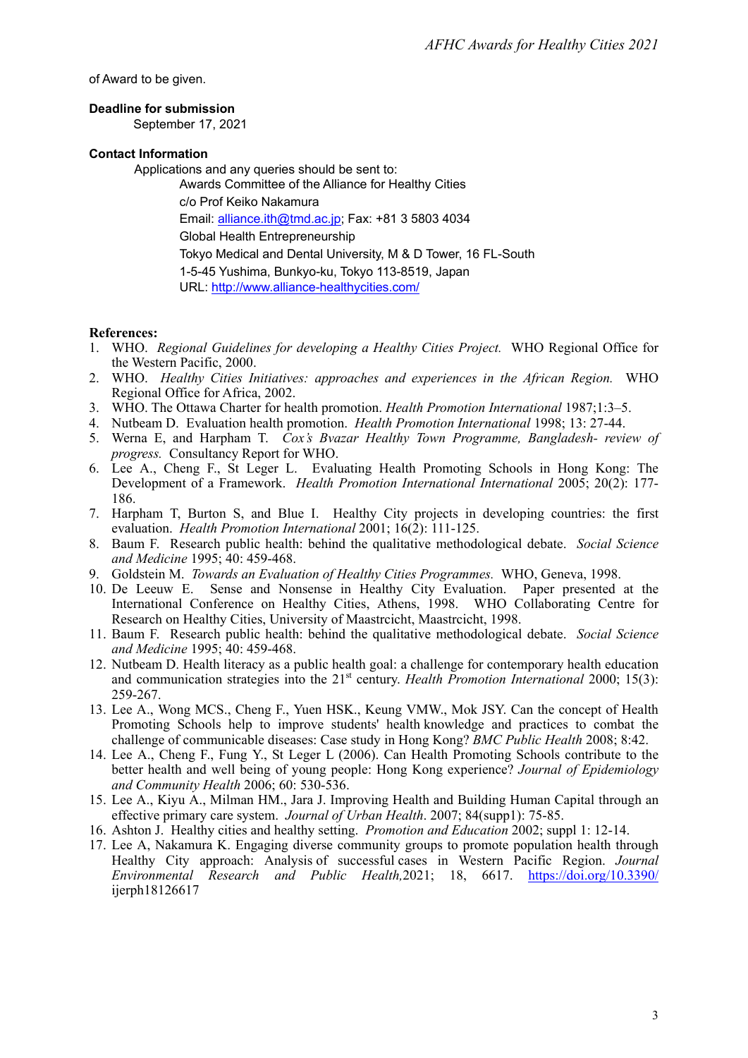of Award to be given.

**Deadline for submission**

September 17, 2021

**Contact Information**

Applications and any queries should be sent to:

Awards Committee of the Alliance for Healthy Cities
c/o Prof Keiko Nakamura
Email: alliance.ith@tmd.ac.jp; Fax: +81 3 5803 4034
Global Health Entrepreneurship
Tokyo Medical and Dental University, M & D Tower, 16 FL-South
1-5-45 Yushima, Bunkyo-ku, Tokyo 113-8519, Japan
URL: http://www.alliance-healthycities.com/

**References:**

1. WHO. *Regional Guidelines for developing a Healthy Cities Project.* WHO Regional Office for the Western Pacific, 2000.
2. WHO. *Healthy Cities Initiatives: approaches and experiences in the African Region.* WHO Regional Office for Africa, 2002.
3. WHO. The Ottawa Charter for health promotion. *Health Promotion International* 1987;1:3–5.
4. Nutbeam D. Evaluation health promotion. *Health Promotion International* 1998; 13: 27-44.
5. Werna E, and Harpham T. *Cox's Bvazar Healthy Town Programme, Bangladesh- review of progress.* Consultancy Report for WHO.
6. Lee A., Cheng F., St Leger L. Evaluating Health Promoting Schools in Hong Kong: The Development of a Framework. *Health Promotion International International* 2005; 20(2): 177-186.
7. Harpham T, Burton S, and Blue I. Healthy City projects in developing countries: the first evaluation. *Health Promotion International* 2001; 16(2): 111-125.
8. Baum F. Research public health: behind the qualitative methodological debate. *Social Science and Medicine* 1995; 40: 459-468.
9. Goldstein M. *Towards an Evaluation of Healthy Cities Programmes.* WHO, Geneva, 1998.
10. De Leeuw E. Sense and Nonsense in Healthy City Evaluation. Paper presented at the International Conference on Healthy Cities, Athens, 1998. WHO Collaborating Centre for Research on Healthy Cities, University of Maastrcicht, Maastrcicht, 1998.
11. Baum F. Research public health: behind the qualitative methodological debate. *Social Science and Medicine* 1995; 40: 459-468.
12. Nutbeam D. Health literacy as a public health goal: a challenge for contemporary health education and communication strategies into the 21st century. *Health Promotion International* 2000; 15(3): 259-267.
13. Lee A., Wong MCS., Cheng F., Yuen HSK., Keung VMW., Mok JSY. Can the concept of Health Promoting Schools help to improve students' health knowledge and practices to combat the challenge of communicable diseases: Case study in Hong Kong? *BMC Public Health* 2008; 8:42.
14. Lee A., Cheng F., Fung Y., St Leger L (2006). Can Health Promoting Schools contribute to the better health and well being of young people: Hong Kong experience? *Journal of Epidemiology and Community Health* 2006; 60: 530-536.
15. Lee A., Kiyu A., Milman HM., Jara J. Improving Health and Building Human Capital through an effective primary care system. *Journal of Urban Health*. 2007; 84(supp1): 75-85.
16. Ashton J. Healthy cities and healthy setting. *Promotion and Education* 2002; suppl 1: 12-14.
17. Lee A, Nakamura K. Engaging diverse community groups to promote population health through Healthy City approach: Analysis of successful cases in Western Pacific Region. *Journal Environmental Research and Public Health,*2021; 18, 6617. https://doi.org/10.3390/ijerph18126617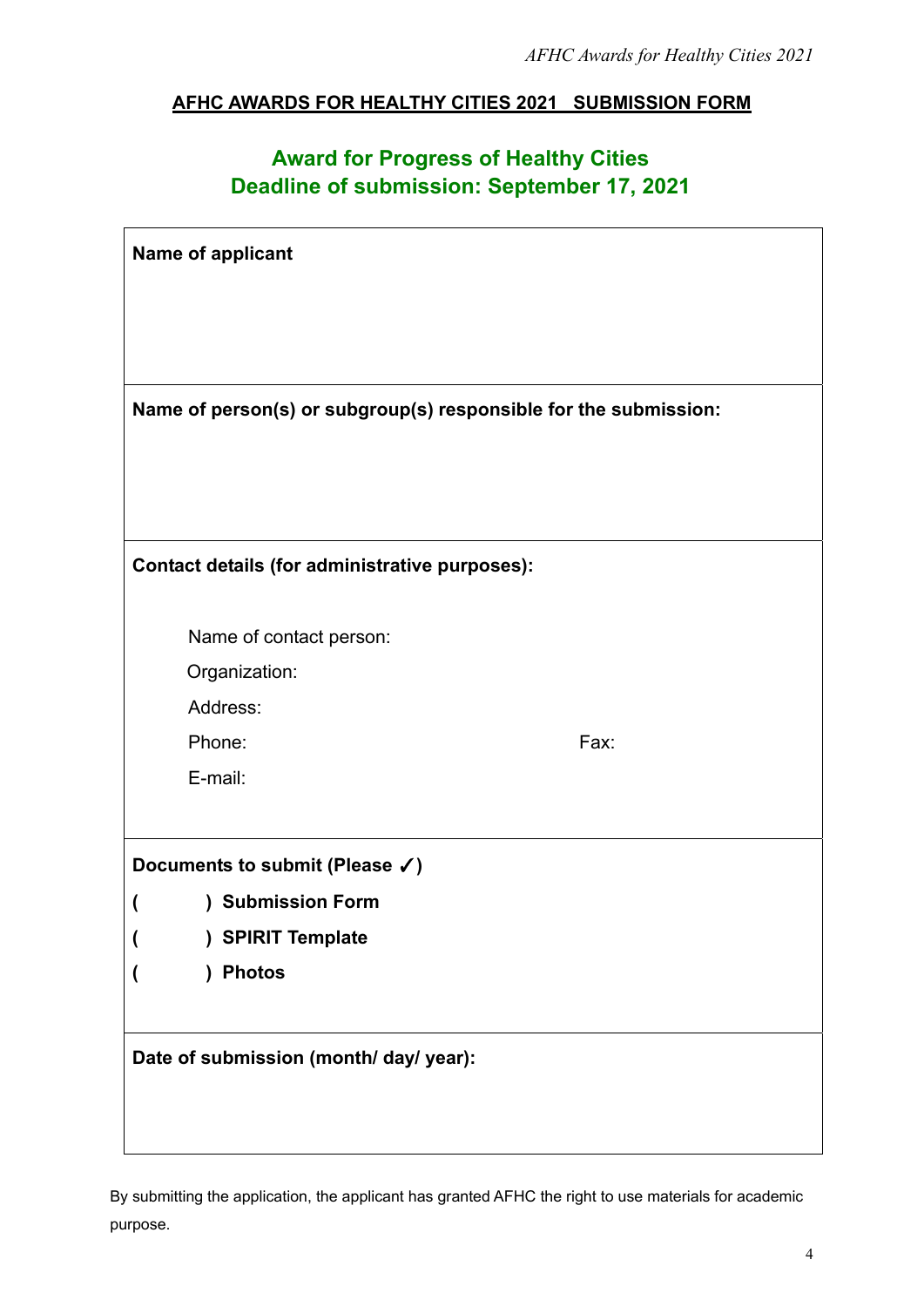## AFHC AWARDS FOR HEALTHY CITIES 2021 SUBMISSION FORM

### Award for Progress of Healthy Cities
### Deadline of submission: September 17, 2021

**Name of applicant**

**Name of person(s) or subgroup(s) responsible for the submission:**

**Contact details (for administrative purposes):**

Name of contact person:

Organization:

Address:

Phone: Fax:

E-mail:

**Documents to submit (Please ✓)**

**( ) Submission Form**

**( ) SPIRIT Template**

**( ) Photos**

**Date of submission (month/ day/ year):**

By submitting the application, the applicant has granted AFHC the right to use materials for academic purpose.